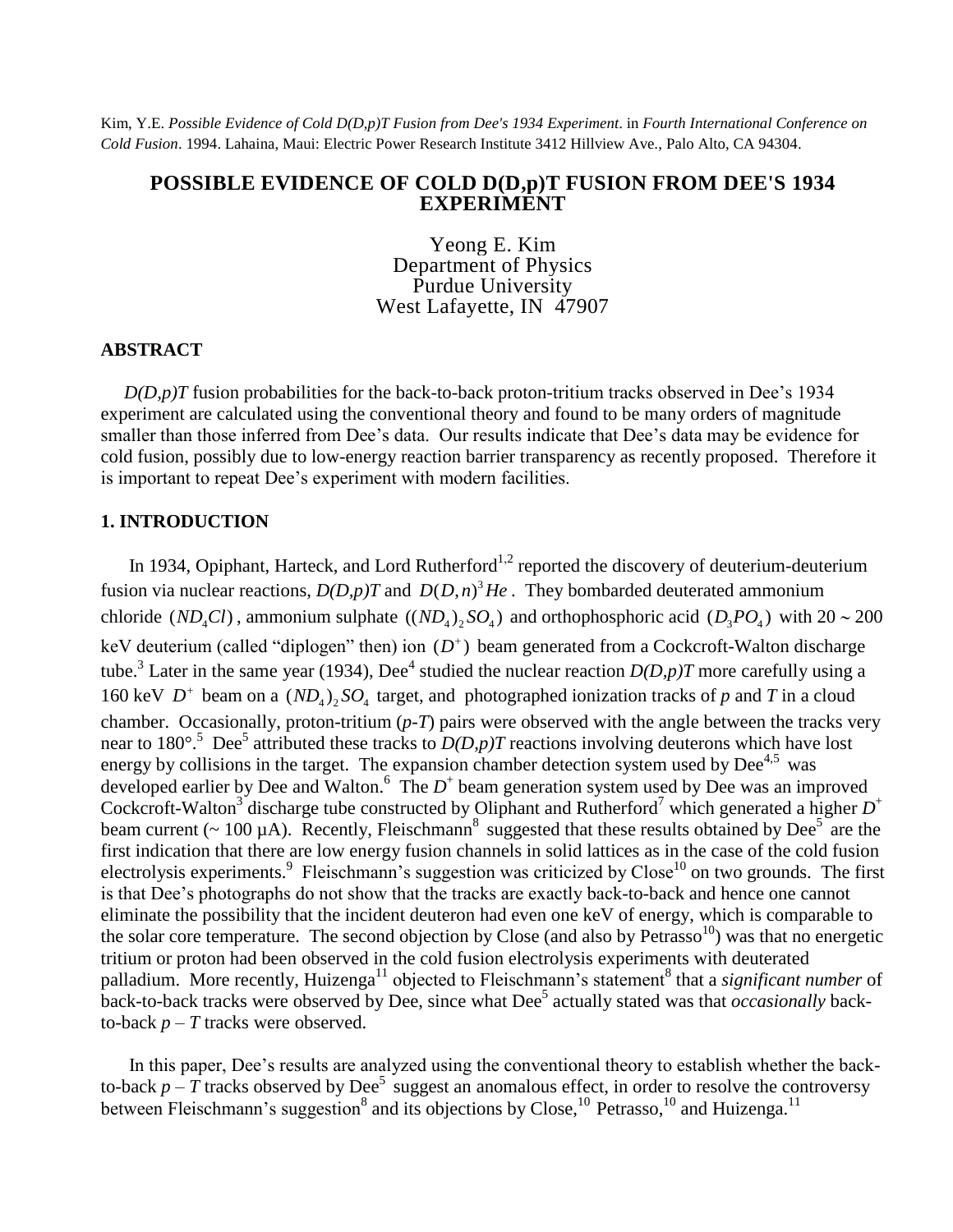Kim, Y.E. *Possible Evidence of Cold D(D,p)T Fusion from Dee's 1934 Experiment*. in *Fourth International Conference on Cold Fusion*. 1994. Lahaina, Maui: Electric Power Research Institute 3412 Hillview Ave., Palo Alto, CA 94304.

# POSSIBLE EVIDENCE OF COLD D(D,p)T FUSION FROM DEE'S 1934 EXPERIMENT

Yeong E. Kim
Department of Physics
Purdue University
West Lafayette, IN 47907

## ABSTRACT

*D(D,p)T* fusion probabilities for the back-to-back proton-tritium tracks observed in Dee's 1934 experiment are calculated using the conventional theory and found to be many orders of magnitude smaller than those inferred from Dee's data. Our results indicate that Dee's data may be evidence for cold fusion, possibly due to low-energy reaction barrier transparency as recently proposed. Therefore it is important to repeat Dee's experiment with modern facilities.

## 1. INTRODUCTION

In 1934, Opiphant, Harteck, and Lord Rutherford[1,2] reported the discovery of deuterium-deuterium fusion via nuclear reactions, *D(D,p)T* and $D(D,n)^3He$. They bombarded deuterated ammonium chloride ($ND_4Cl$), ammonium sulphate ($(ND_4)_2SO_4$) and orthophosphoric acid ($D_3PO_4$) with 20 ~ 200 keV deuterium (called "diplogen" then) ion ($D^+$) beam generated from a Cockcroft-Walton discharge tube.[3] Later in the same year (1934), Dee[4] studied the nuclear reaction *D(D,p)T* more carefully using a 160 keV $D^+$ beam on a $(ND_4)_2SO_4$ target, and photographed ionization tracks of *p* and *T* in a cloud chamber. Occasionally, proton-tritium (*p-T*) pairs were observed with the angle between the tracks very near to 180°.[5] Dee[5] attributed these tracks to *D(D,p)T* reactions involving deuterons which have lost energy by collisions in the target. The expansion chamber detection system used by Dee[4,5] was developed earlier by Dee and Walton.[6] The $D^+$ beam generation system used by Dee was an improved Cockcroft-Walton[3] discharge tube constructed by Oliphant and Rutherford[7] which generated a higher $D^+$ beam current (~ 100 μA). Recently, Fleischmann[8] suggested that these results obtained by Dee[5] are the first indication that there are low energy fusion channels in solid lattices as in the case of the cold fusion electrolysis experiments.[9] Fleischmann's suggestion was criticized by Close[10] on two grounds. The first is that Dee's photographs do not show that the tracks are exactly back-to-back and hence one cannot eliminate the possibility that the incident deuteron had even one keV of energy, which is comparable to the solar core temperature. The second objection by Close (and also by Petrasso[10]) was that no energetic tritium or proton had been observed in the cold fusion electrolysis experiments with deuterated palladium. More recently, Huizenga[11] objected to Fleischmann's statement[8] that a *significant number* of back-to-back tracks were observed by Dee, since what Dee[5] actually stated was that *occasionally* back-to-back *p – T* tracks were observed.

In this paper, Dee's results are analyzed using the conventional theory to establish whether the back-to-back *p – T* tracks observed by Dee[5] suggest an anomalous effect, in order to resolve the controversy between Fleischmann's suggestion[8] and its objections by Close,[10] Petrasso,[10] and Huizenga.[11]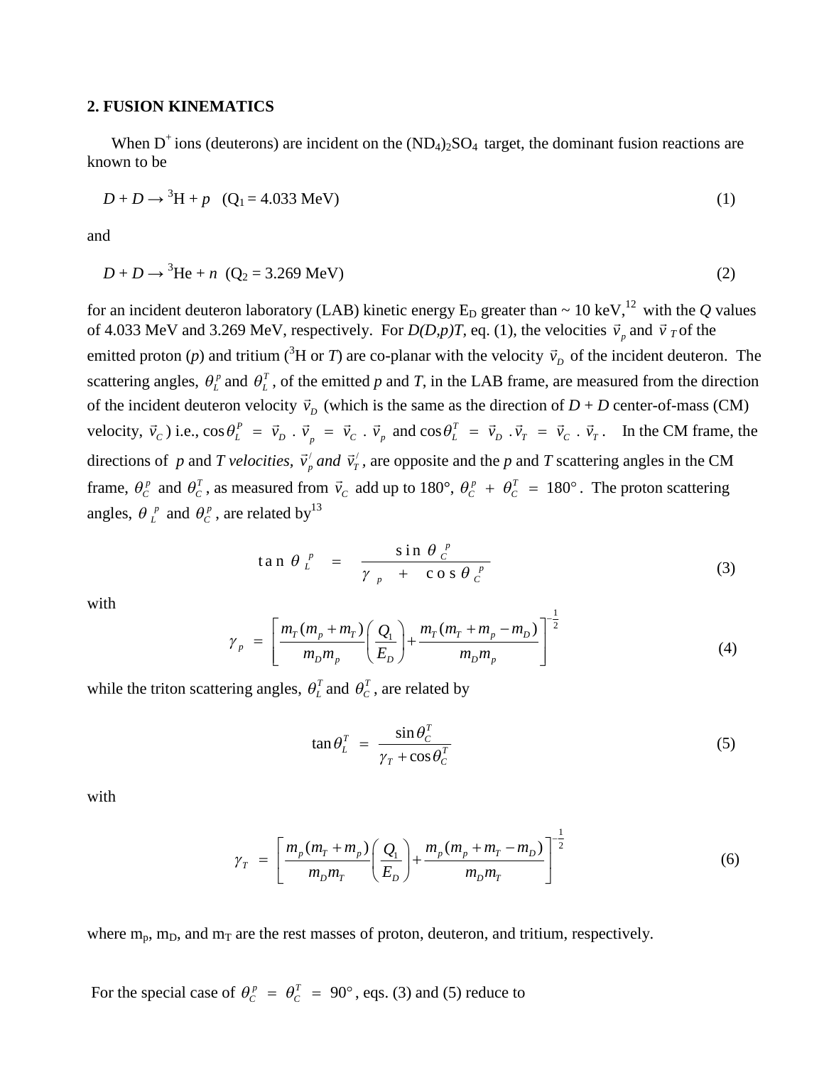## 2. FUSION KINEMATICS

When $D^+$ ions (deuterons) are incident on the $(ND_4)_2SO_4$ target, the dominant fusion reactions are known to be

$$D + D \rightarrow {}^3\text{H} + p \quad (Q_1 = 4.033 \text{ MeV}) \tag{1}$$

and

$$D + D \rightarrow {}^3\text{He} + n \quad (Q_2 = 3.269 \text{ MeV}) \tag{2}$$

for an incident deuteron laboratory (LAB) kinetic energy $E_D$ greater than ~ 10 keV,[12] with the $Q$ values of 4.033 MeV and 3.269 MeV, respectively. For *D(D,p)T*, eq. (1), the velocities $\vec{v}_p$ and $\vec{v}_T$ of the emitted proton ($p$) and tritium ($^3$H or $T$) are co-planar with the velocity $\vec{v}_D$ of the incident deuteron. The scattering angles, $\theta_L^p$ and $\theta_L^T$, of the emitted $p$ and $T$, in the LAB frame, are measured from the direction of the incident deuteron velocity $\vec{v}_D$ (which is the same as the direction of $D + D$ center-of-mass (CM) velocity, $\vec{v}_C$) i.e., $\cos\theta_L^P = \vec{v}_D \cdot \vec{v}_p = \vec{v}_C \cdot \vec{v}_p$ and $\cos\theta_L^T = \vec{v}_D \cdot \vec{v}_T = \vec{v}_C \cdot \vec{v}_T$. In the CM frame, the directions of $p$ and $T$ *velocities*, $\vec{v}_p^{\,/}$ *and* $\vec{v}_T^{\,/}$, are opposite and the $p$ and $T$ scattering angles in the CM frame, $\theta_C^p$ and $\theta_C^T$, as measured from $\vec{v}_C$ add up to 180°, $\theta_C^p + \theta_C^T = 180°$. The proton scattering angles, $\theta_L^p$ and $\theta_C^p$, are related by[13]

$$\tan\theta_L^p = \frac{\sin\theta_C^p}{\gamma_p + \cos\theta_C^p} \tag{3}$$

with

$$\gamma_p = \left[\frac{m_T(m_p + m_T)}{m_D m_p}\left(\frac{Q_1}{E_D}\right) + \frac{m_T(m_T + m_p - m_D)}{m_D m_p}\right]^{-\frac{1}{2}} \tag{4}$$

while the triton scattering angles, $\theta_L^T$ and $\theta_C^T$, are related by

$$\tan\theta_L^T = \frac{\sin\theta_C^T}{\gamma_T + \cos\theta_C^T} \tag{5}$$

with

$$\gamma_T = \left[\frac{m_p(m_T + m_p)}{m_D m_T}\left(\frac{Q_1}{E_D}\right) + \frac{m_p(m_p + m_T - m_D)}{m_D m_T}\right]^{-\frac{1}{2}} \tag{6}$$

where $m_p$, $m_D$, and $m_T$ are the rest masses of proton, deuteron, and tritium, respectively.

For the special case of $\theta_C^p = \theta_C^T = 90°$, eqs. (3) and (5) reduce to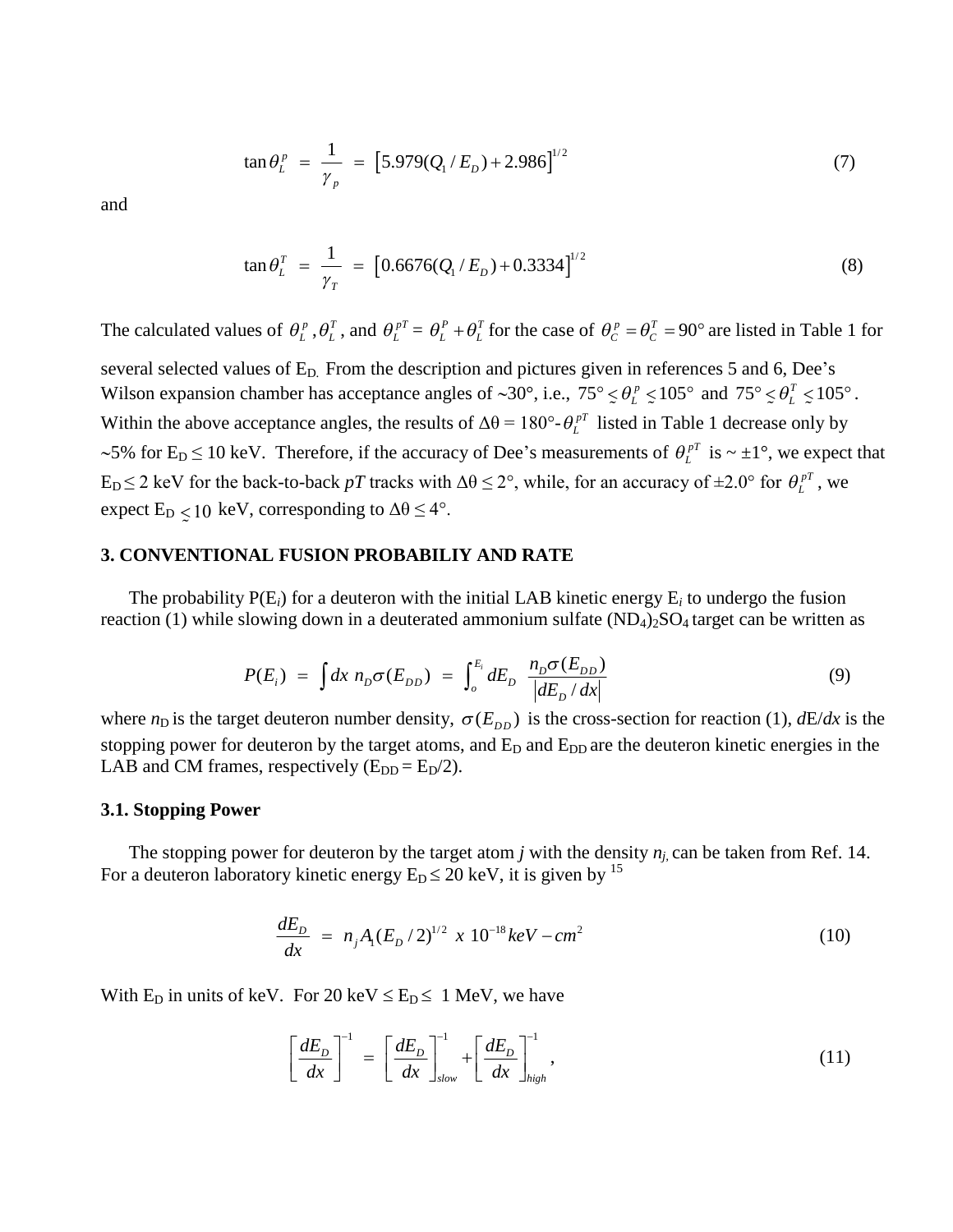$$\tan\theta_L^p = \frac{1}{\gamma_p} = \left[5.979(Q_1/E_D) + 2.986\right]^{1/2} \tag{7}$$

and

$$\tan\theta_L^T = \frac{1}{\gamma_T} = \left[0.6676(Q_1/E_D) + 0.3334\right]^{1/2} \tag{8}$$

The calculated values of $\theta_L^p$, $\theta_L^T$, and $\theta_L^{pT} = \theta_L^p + \theta_L^T$ for the case of $\theta_C^p = \theta_C^T = 90°$ are listed in Table 1 for several selected values of $E_D$. From the description and pictures given in references 5 and 6, Dee's Wilson expansion chamber has acceptance angles of ~30°, i.e., $75° \lesssim \theta_L^p \lesssim 105°$ and $75° \lesssim \theta_L^T \lesssim 105°$. Within the above acceptance angles, the results of $\Delta\theta = 180° - \theta_L^{pT}$ listed in Table 1 decrease only by ~5% for $E_D \leq 10$ keV. Therefore, if the accuracy of Dee's measurements of $\theta_L^{pT}$ is ~ ±1°, we expect that $E_D \leq 2$ keV for the back-to-back *pT* tracks with $\Delta\theta \leq 2°$, while, for an accuracy of ±2.0° for $\theta_L^{pT}$, we expect $E_D \lesssim 10$ keV, corresponding to $\Delta\theta \leq 4°$.

## 3. CONVENTIONAL FUSION PROBABILIY AND RATE

The probability $P(E_i)$ for a deuteron with the initial LAB kinetic energy $E_i$ to undergo the fusion reaction (1) while slowing down in a deuterated ammonium sulfate $(ND_4)_2SO_4$ target can be written as

$$P(E_i) = \int dx\, n_D \sigma(E_{DD}) = \int_o^{E_i} dE_D \frac{n_D \sigma(E_{DD})}{\left|dE_D/dx\right|} \tag{9}$$

where $n_D$ is the target deuteron number density, $\sigma(E_{DD})$ is the cross-section for reaction (1), $dE/dx$ is the stopping power for deuteron by the target atoms, and $E_D$ and $E_{DD}$ are the deuteron kinetic energies in the LAB and CM frames, respectively ($E_{DD} = E_D/2$).

### 3.1. Stopping Power

The stopping power for deuteron by the target atom $j$ with the density $n_j$, can be taken from Ref. 14. For a deuteron laboratory kinetic energy $E_D \leq 20$ keV, it is given by [15]

$$\frac{dE_D}{dx} = n_j A_1 (E_D/2)^{1/2} \ x\ 10^{-18} keV - cm^2 \tag{10}$$

With $E_D$ in units of keV. For 20 keV ≤ $E_D$ ≤ 1 MeV, we have

$$\left[\frac{dE_D}{dx}\right]^{-1} = \left[\frac{dE_D}{dx}\right]_{slow}^{-1} + \left[\frac{dE_D}{dx}\right]_{high}^{-1}, \tag{11}$$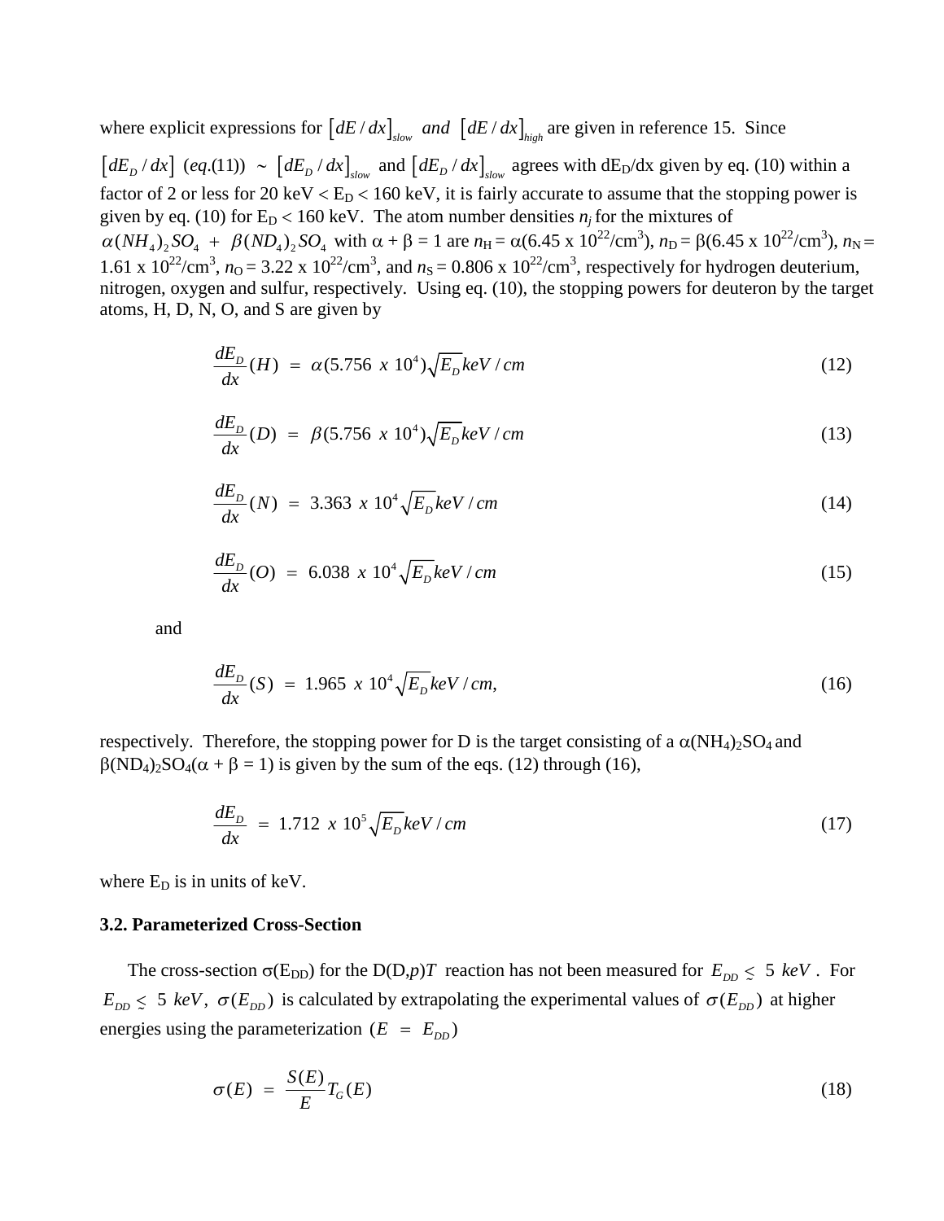where explicit expressions for $\left[dE/dx\right]_{slow}$ *and* $\left[dE/dx\right]_{high}$ are given in reference 15. Since $\left[dE_D/dx\right]$ $(eq.(11))$ ~ $\left[dE_D/dx\right]_{slow}$ and $\left[dE_D/dx\right]_{slow}$ agrees with $dE_D/dx$ given by eq. (10) within a factor of 2 or less for 20 keV < $E_D$ < 160 keV, it is fairly accurate to assume that the stopping power is given by eq. (10) for $E_D$ < 160 keV. The atom number densities $n_j$ for the mixtures of $\alpha(NH_4)_2SO_4 + \beta(ND_4)_2SO_4$ with $\alpha + \beta = 1$ are $n_H = \alpha(6.45 \times 10^{22}/cm^3)$, $n_D = \beta(6.45 \times 10^{22}/cm^3)$, $n_N = 1.61 \times 10^{22}/cm^3$, $n_O = 3.22 \times 10^{22}/cm^3$, and $n_S = 0.806 \times 10^{22}/cm^3$, respectively for hydrogen deuterium, nitrogen, oxygen and sulfur, respectively. Using eq. (10), the stopping powers for deuteron by the target atoms, H, D, N, O, and S are given by

$$\frac{dE_D}{dx}(H) = \alpha(5.756 \; x \; 10^4)\sqrt{E_D} keV/cm \tag{12}$$

$$\frac{dE_D}{dx}(D) = \beta(5.756 \; x \; 10^4)\sqrt{E_D} keV/cm \tag{13}$$

$$\frac{dE_D}{dx}(N) = 3.363 \; x \; 10^4 \sqrt{E_D} keV/cm \tag{14}$$

$$\frac{dE_D}{dx}(O) = 6.038 \; x \; 10^4 \sqrt{E_D} keV/cm \tag{15}$$

and

$$\frac{dE_D}{dx}(S) = 1.965 \; x \; 10^4 \sqrt{E_D} keV/cm, \tag{16}$$

respectively. Therefore, the stopping power for D is the target consisting of a $\alpha(NH_4)_2SO_4$ and $\beta(ND_4)_2SO_4(\alpha + \beta = 1)$ is given by the sum of the eqs. (12) through (16),

$$\frac{dE_D}{dx} = 1.712 \; x \; 10^5 \sqrt{E_D} keV/cm \tag{17}$$

where $E_D$ is in units of keV.

### 3.2. Parameterized Cross-Section

The cross-section $\sigma(E_{DD})$ for the $D(D,p)T$ reaction has not been measured for $E_{DD} \lesssim 5 \; keV$. For $E_{DD} \lesssim 5 \; keV$, $\sigma(E_{DD})$ is calculated by extrapolating the experimental values of $\sigma(E_{DD})$ at higher energies using the parameterization $(E = E_{DD})$

$$\sigma(E) = \frac{S(E)}{E} T_G(E) \tag{18}$$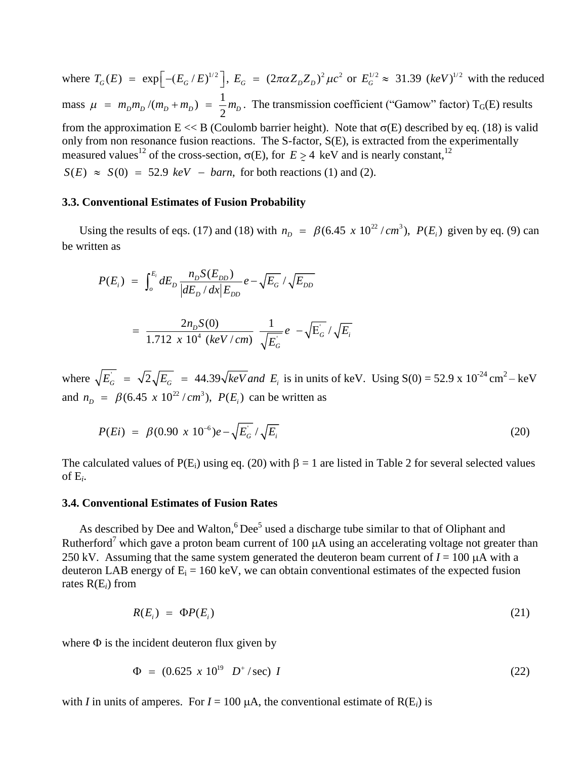where $T_G(E) = \exp\left[-(E_G/E)^{1/2}\right]$, $E_G = (2\pi\alpha Z_D Z_D)^2 \mu c^2$ or $E_G^{1/2} \approx 31.39\ (keV)^{1/2}$ with the reduced mass $\mu = m_D m_D/(m_D + m_D) = \frac{1}{2} m_D$. The transmission coefficient ("Gamow" factor) $T_G(E)$ results from the approximation E << B (Coulomb barrier height). Note that σ(E) described by eq. (18) is valid only from non resonance fusion reactions. The S-factor, S(E), is extracted from the experimentally measured values[12] of the cross-section, σ(E), for $E \gtrsim 4$ keV and is nearly constant,[12] $S(E) \approx S(0) = 52.9\ keV - barn$, for both reactions (1) and (2).

### 3.3. Conventional Estimates of Fusion Probability

Using the results of eqs. (17) and (18) with $n_D = \beta(6.45\ x\ 10^{22}/cm^3)$, $P(E_i)$ given by eq. (9) can be written as

$$P(E_i) = \int_o^{E_i} dE_D \frac{n_D S(E_{DD})}{|dE_D/dx| E_{DD}} e - \sqrt{E_G}/\sqrt{E_{DD}}$$

$$= \frac{2 n_D S(0)}{1.712\ x\ 10^4\ (keV/cm)} \frac{1}{\sqrt{E_G^{'}}} e\ - \sqrt{E_G^{'}}/\sqrt{E_i}$$

where $\sqrt{E_G^{'}} = \sqrt{2}\sqrt{E_G} = 44.39\sqrt{keV}$ *and* $E_i$ is in units of keV. Using S(0) = 52.9 x $10^{-24}$ $cm^2$ – keV and $n_D = \beta(6.45\ x\ 10^{22}/cm^3)$, $P(E_i)$ can be written as

$$P(Ei) = \beta(0.90\ x\ 10^{-6}) e - \sqrt{E_G^{'}}/\sqrt{E_i} \tag{20}$$

The calculated values of $P(E_i)$ using eq. (20) with β = 1 are listed in Table 2 for several selected values of $E_i$.

### 3.4. Conventional Estimates of Fusion Rates

As described by Dee and Walton,[6] Dee[5] used a discharge tube similar to that of Oliphant and Rutherford[7] which gave a proton beam current of 100 μA using an accelerating voltage not greater than 250 kV. Assuming that the same system generated the deuteron beam current of *I* = 100 μA with a deuteron LAB energy of $E_i$ = 160 keV, we can obtain conventional estimates of the expected fusion rates $R(E_i)$ from

$$R(E_i) = \Phi P(E_i) \tag{21}$$

where Φ is the incident deuteron flux given by

$$\Phi = (0.625\ x\ 10^{19}\ \ D^+/\sec)\ I \tag{22}$$

with *I* in units of amperes. For *I* = 100 μA, the conventional estimate of $R(E_i)$ is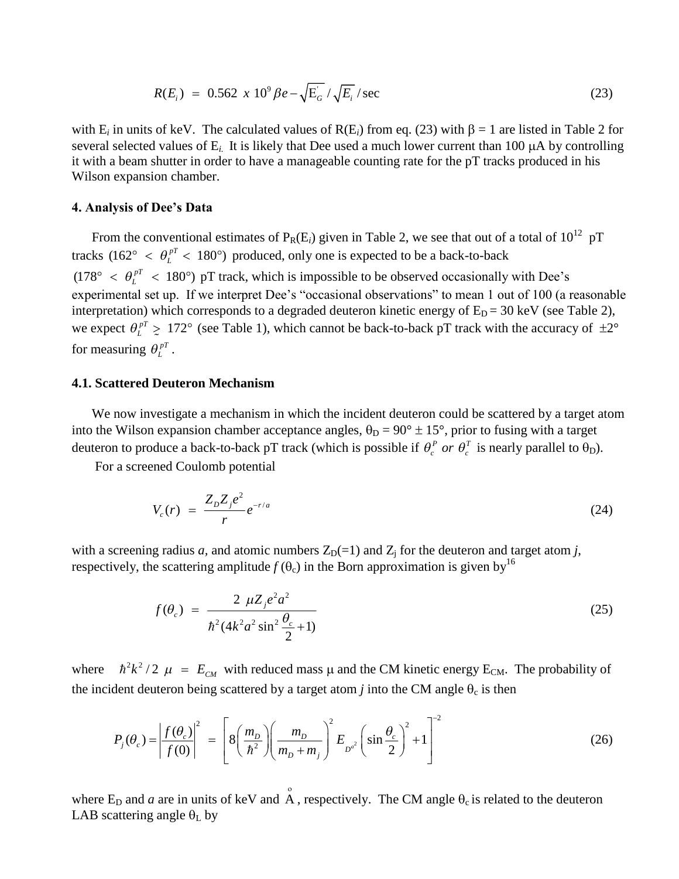$$R(E_i) \ = \ 0.562 \ x \ 10^9 \beta e - \sqrt{E_G^{'}} / \sqrt{E_i} / \text{sec} \tag{23}$$

with $E_i$ in units of keV. The calculated values of $R(E_i)$ from eq. (23) with $\beta = 1$ are listed in Table 2 for several selected values of $E_i$. It is likely that Dee used a much lower current than 100 μA by controlling it with a beam shutter in order to have a manageable counting rate for the pT tracks produced in his Wilson expansion chamber.

### 4. Analysis of Dee's Data

From the conventional estimates of $P_R(E_i)$ given in Table 2, we see that out of a total of $10^{12}$ pT tracks ($162° \ < \ \theta_L^{pT} < \ 180°$) produced, only one is expected to be a back-to-back ($178° \ < \ \theta_L^{pT} \ < \ 180°$) pT track, which is impossible to be observed occasionally with Dee's experimental set up. If we interpret Dee's "occasional observations" to mean 1 out of 100 (a reasonable interpretation) which corresponds to a degraded deuteron kinetic energy of $E_D = 30$ keV (see Table 2), we expect $\theta_L^{pT} \gtrsim 172°$ (see Table 1), which cannot be back-to-back pT track with the accuracy of $\pm 2°$ for measuring $\theta_L^{pT}$.

### 4.1. Scattered Deuteron Mechanism

We now investigate a mechanism in which the incident deuteron could be scattered by a target atom into the Wilson expansion chamber acceptance angles, $\theta_D = 90° \pm 15°$, prior to fusing with a target deuteron to produce a back-to-back pT track (which is possible if $\theta_c^P$ *or* $\theta_c^T$ is nearly parallel to $\theta_D$).

For a screened Coulomb potential

$$V_c(r) \ = \ \frac{Z_D Z_j e^2}{r} e^{-r/a} \tag{24}$$

with a screening radius *a*, and atomic numbers $Z_D(=1)$ and $Z_j$ for the deuteron and target atom *j*, respectively, the scattering amplitude $f(\theta_c)$ in the Born approximation is given by[16]

$$f(\theta_c) \ = \ \frac{2 \ \mu Z_j e^2 a^2}{\hbar^2 (4k^2 a^2 \sin^2 \dfrac{\theta_c}{2} + 1)} \tag{25}$$

where $\hbar^2 k^2 / 2 \ \mu \ = \ E_{CM}$ with reduced mass μ and the CM kinetic energy $E_{CM}$. The probability of the incident deuteron being scattered by a target atom *j* into the CM angle $\theta_c$ is then

$$P_j(\theta_c) = \left| \frac{f(\theta_c)}{f(0)} \right|^2 \ = \ \left[ 8 \left( \frac{m_D}{\hbar^2} \right) \left( \frac{m_D}{m_D + m_j} \right)^2 E_{D^{a^2}} \left( \sin \frac{\theta_c}{2} \right)^2 + 1 \right]^{-2} \tag{26}$$

where $E_D$ and *a* are in units of keV and Å, respectively. The CM angle $\theta_c$ is related to the deuteron LAB scattering angle $\theta_L$ by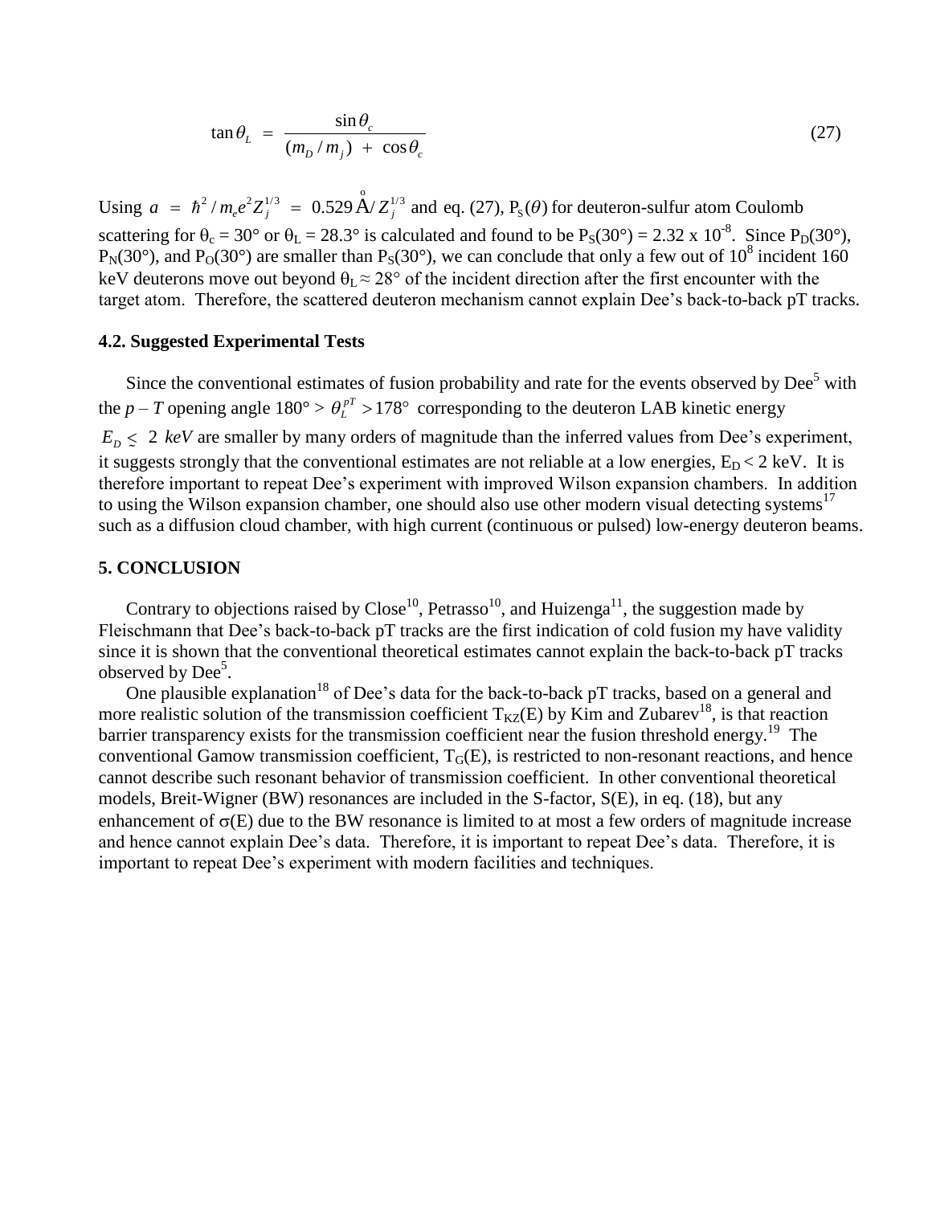$$\tan\theta_L = \frac{\sin\theta_c}{(m_D / m_j) + \cos\theta_c} \tag{27}$$

Using $a = \hbar^2 / m_e e^2 Z_j^{1/3} = 0.529\,\text{Å}/ Z_j^{1/3}$ and eq. (27), $P_S(\theta)$ for deuteron-sulfur atom Coulomb scattering for $\theta_c = 30°$ or $\theta_L = 28.3°$ is calculated and found to be $P_S(30°) = 2.32 \times 10^{-8}$. Since $P_D(30°)$, $P_N(30°)$, and $P_O(30°)$ are smaller than $P_S(30°)$, we can conclude that only a few out of $10^8$ incident 160 keV deuterons move out beyond $\theta_L \approx 28°$ of the incident direction after the first encounter with the target atom. Therefore, the scattered deuteron mechanism cannot explain Dee's back-to-back pT tracks.

### 4.2. Suggested Experimental Tests

Since the conventional estimates of fusion probability and rate for the events observed by Dee[5] with the $p - T$ opening angle $180° > \theta_L^{pT} > 178°$ corresponding to the deuteron LAB kinetic energy $E_D \lesssim 2\ keV$ are smaller by many orders of magnitude than the inferred values from Dee's experiment, it suggests strongly that the conventional estimates are not reliable at a low energies, $E_D < 2$ keV. It is therefore important to repeat Dee's experiment with improved Wilson expansion chambers. In addition to using the Wilson expansion chamber, one should also use other modern visual detecting systems[17] such as a diffusion cloud chamber, with high current (continuous or pulsed) low-energy deuteron beams.

## 5. CONCLUSION

Contrary to objections raised by Close[10], Petrasso[10], and Huizenga[11], the suggestion made by Fleischmann that Dee's back-to-back pT tracks are the first indication of cold fusion my have validity since it is shown that the conventional theoretical estimates cannot explain the back-to-back pT tracks observed by Dee[5].

One plausible explanation[18] of Dee's data for the back-to-back pT tracks, based on a general and more realistic solution of the transmission coefficient $T_{KZ}(E)$ by Kim and Zubarev[18], is that reaction barrier transparency exists for the transmission coefficient near the fusion threshold energy.[19] The conventional Gamow transmission coefficient, $T_G(E)$, is restricted to non-resonant reactions, and hence cannot describe such resonant behavior of transmission coefficient. In other conventional theoretical models, Breit-Wigner (BW) resonances are included in the S-factor, S(E), in eq. (18), but any enhancement of $\sigma(E)$ due to the BW resonance is limited to at most a few orders of magnitude increase and hence cannot explain Dee's data. Therefore, it is important to repeat Dee's data. Therefore, it is important to repeat Dee's experiment with modern facilities and techniques.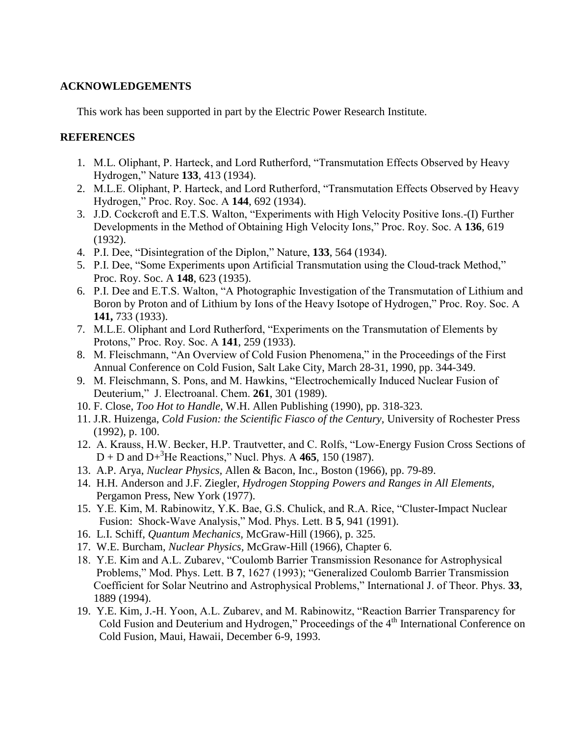## ACKNOWLEDGEMENTS

This work has been supported in part by the Electric Power Research Institute.

## REFERENCES

1. M.L. Oliphant, P. Harteck, and Lord Rutherford, "Transmutation Effects Observed by Heavy Hydrogen," Nature **133**, 413 (1934).
2. M.L.E. Oliphant, P. Harteck, and Lord Rutherford, "Transmutation Effects Observed by Heavy Hydrogen," Proc. Roy. Soc. A **144**, 692 (1934).
3. J.D. Cockcroft and E.T.S. Walton, "Experiments with High Velocity Positive Ions.-(I) Further Developments in the Method of Obtaining High Velocity Ions," Proc. Roy. Soc. A **136**, 619 (1932).
4. P.I. Dee, "Disintegration of the Diplon," Nature, **133**, 564 (1934).
5. P.I. Dee, "Some Experiments upon Artificial Transmutation using the Cloud-track Method," Proc. Roy. Soc. A **148**, 623 (1935).
6. P.I. Dee and E.T.S. Walton, "A Photographic Investigation of the Transmutation of Lithium and Boron by Proton and of Lithium by Ions of the Heavy Isotope of Hydrogen," Proc. Roy. Soc. A **141,** 733 (1933).
7. M.L.E. Oliphant and Lord Rutherford, "Experiments on the Transmutation of Elements by Protons," Proc. Roy. Soc. A **141**, 259 (1933).
8. M. Fleischmann, "An Overview of Cold Fusion Phenomena," in the Proceedings of the First Annual Conference on Cold Fusion, Salt Lake City, March 28-31, 1990, pp. 344-349.
9. M. Fleischmann, S. Pons, and M. Hawkins, "Electrochemically Induced Nuclear Fusion of Deuterium," J. Electroanal. Chem. **261**, 301 (1989).
10. F. Close, *Too Hot to Handle*, W.H. Allen Publishing (1990), pp. 318-323.
11. J.R. Huizenga, *Cold Fusion: the Scientific Fiasco of the Century,* University of Rochester Press (1992), p. 100.
12. A. Krauss, H.W. Becker, H.P. Trautvetter, and C. Rolfs, "Low-Energy Fusion Cross Sections of D + D and D+$^{3}$He Reactions," Nucl. Phys. A **465**, 150 (1987).
13. A.P. Arya, *Nuclear Physics*, Allen & Bacon, Inc., Boston (1966), pp. 79-89.
14. H.H. Anderson and J.F. Ziegler, *Hydrogen Stopping Powers and Ranges in All Elements,* Pergamon Press, New York (1977).
15. Y.E. Kim, M. Rabinowitz, Y.K. Bae, G.S. Chulick, and R.A. Rice, "Cluster-Impact Nuclear Fusion: Shock-Wave Analysis," Mod. Phys. Lett. B **5**, 941 (1991).
16. L.I. Schiff, *Quantum Mechanics,* McGraw-Hill (1966), p. 325.
17. W.E. Burcham, *Nuclear Physics,* McGraw-Hill (1966), Chapter 6.
18. Y.E. Kim and A.L. Zubarev, "Coulomb Barrier Transmission Resonance for Astrophysical Problems," Mod. Phys. Lett. B **7**, 1627 (1993); "Generalized Coulomb Barrier Transmission Coefficient for Solar Neutrino and Astrophysical Problems," International J. of Theor. Phys. **33**, 1889 (1994).
19. Y.E. Kim, J.-H. Yoon, A.L. Zubarev, and M. Rabinowitz, "Reaction Barrier Transparency for Cold Fusion and Deuterium and Hydrogen," Proceedings of the 4th International Conference on Cold Fusion, Maui, Hawaii, December 6-9, 1993.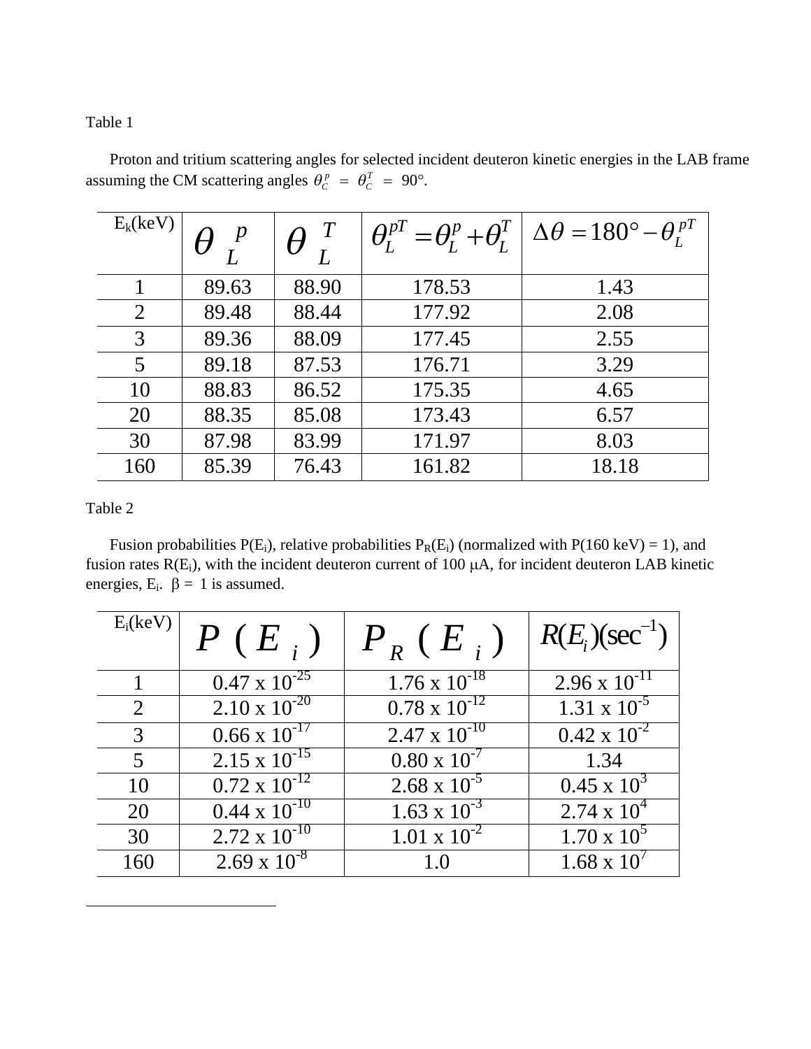Table 1

Proton and tritium scattering angles for selected incident deuteron kinetic energies in the LAB frame assuming the CM scattering angles $\theta_C^p = \theta_C^T = 90°$.

| $E_k$(keV) | $\theta_L^p$ | $\theta_L^T$ | $\theta_L^{pT} = \theta_L^p + \theta_L^T$ | $\Delta\theta = 180° - \theta_L^{pT}$ |
|---|---|---|---|---|
| 1 | 89.63 | 88.90 | 178.53 | 1.43 |
| 2 | 89.48 | 88.44 | 177.92 | 2.08 |
| 3 | 89.36 | 88.09 | 177.45 | 2.55 |
| 5 | 89.18 | 87.53 | 176.71 | 3.29 |
| 10 | 88.83 | 86.52 | 175.35 | 4.65 |
| 20 | 88.35 | 85.08 | 173.43 | 6.57 |
| 30 | 87.98 | 83.99 | 171.97 | 8.03 |
| 160 | 85.39 | 76.43 | 161.82 | 18.18 |

Table 2

Fusion probabilities $P(E_i)$, relative probabilities $P_R(E_i)$ (normalized with P(160 keV) = 1), and fusion rates $R(E_i)$, with the incident deuteron current of 100 μA, for incident deuteron LAB kinetic energies, $E_i$. $\beta = 1$ is assumed.

| $E_i$(keV) | $P(E_i)$ | $P_R(E_i)$ | $R(E_i)(\mathrm{sec}^{-1})$ |
|---|---|---|---|
| 1 | $0.47 \times 10^{-25}$ | $1.76 \times 10^{-18}$ | $2.96 \times 10^{-11}$ |
| 2 | $2.10 \times 10^{-20}$ | $0.78 \times 10^{-12}$ | $1.31 \times 10^{-5}$ |
| 3 | $0.66 \times 10^{-17}$ | $2.47 \times 10^{-10}$ | $0.42 \times 10^{-2}$ |
| 5 | $2.15 \times 10^{-15}$ | $0.80 \times 10^{-7}$ | 1.34 |
| 10 | $0.72 \times 10^{-12}$ | $2.68 \times 10^{-5}$ | $0.45 \times 10^{3}$ |
| 20 | $0.44 \times 10^{-10}$ | $1.63 \times 10^{-3}$ | $2.74 \times 10^{4}$ |
| 30 | $2.72 \times 10^{-10}$ | $1.01 \times 10^{-2}$ | $1.70 \times 10^{5}$ |
| 160 | $2.69 \times 10^{-8}$ | 1.0 | $1.68 \times 10^{7}$ |